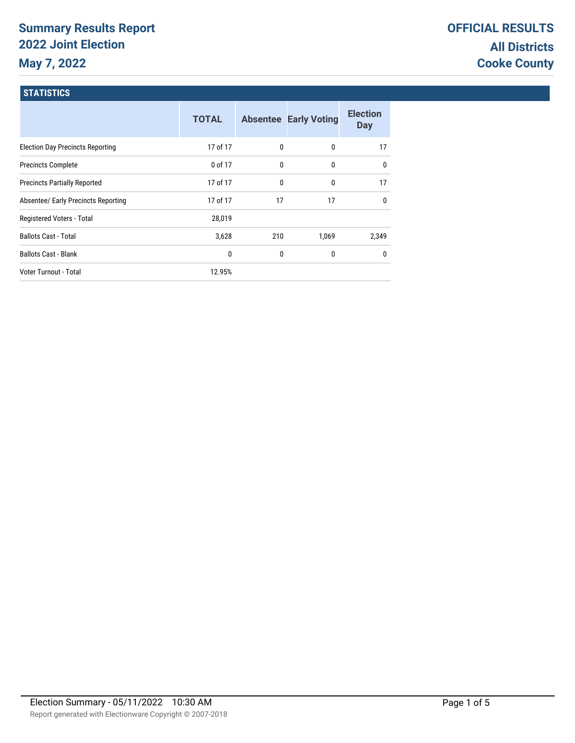# Summary Results Report
## 2022 Joint Election
## May 7, 2022

**OFFICIAL RESULTS**
**All Districts**
**Cooke County**

### STATISTICS

| | TOTAL | Absentee | Early Voting | Election Day |
|---|---|---|---|---|
| Election Day Precincts Reporting | 17 of 17 | 0 | 0 | 17 |
| Precincts Complete | 0 of 17 | 0 | 0 | 0 |
| Precincts Partially Reported | 17 of 17 | 0 | 0 | 17 |
| Absentee/ Early Precincts Reporting | 17 of 17 | 17 | 17 | 0 |
| Registered Voters - Total | 28,019 | | | |
| Ballots Cast - Total | 3,628 | 210 | 1,069 | 2,349 |
| Ballots Cast - Blank | 0 | 0 | 0 | 0 |
| Voter Turnout - Total | 12.95% | | | |

Election Summary - 05/11/2022 10:30 AM

Report generated with Electionware Copyright © 2007-2018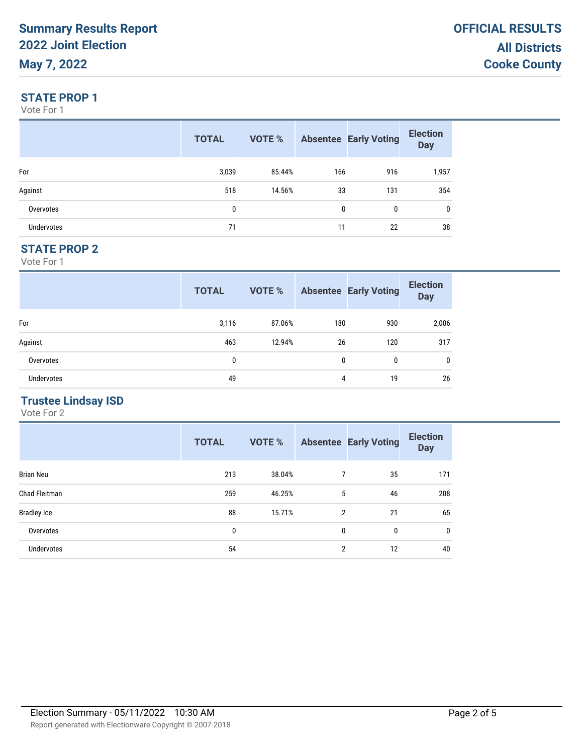## STATE PROP 1

Vote For 1

| | TOTAL | VOTE % | Absentee | Early Voting | Election Day |
|---|---|---|---|---|---|
| For | 3,039 | 85.44% | 166 | 916 | 1,957 |
| Against | 518 | 14.56% | 33 | 131 | 354 |
| Overvotes | 0 | | 0 | 0 | 0 |
| Undervotes | 71 | | 11 | 22 | 38 |

## STATE PROP 2

Vote For 1

| | TOTAL | VOTE % | Absentee | Early Voting | Election Day |
|---|---|---|---|---|---|
| For | 3,116 | 87.06% | 180 | 930 | 2,006 |
| Against | 463 | 12.94% | 26 | 120 | 317 |
| Overvotes | 0 | | 0 | 0 | 0 |
| Undervotes | 49 | | 4 | 19 | 26 |

## Trustee Lindsay ISD

Vote For 2

| | TOTAL | VOTE % | Absentee | Early Voting | Election Day |
|---|---|---|---|---|---|
| Brian Neu | 213 | 38.04% | 7 | 35 | 171 |
| Chad Fleitman | 259 | 46.25% | 5 | 46 | 208 |
| Bradley Ice | 88 | 15.71% | 2 | 21 | 65 |
| Overvotes | 0 | | 0 | 0 | 0 |
| Undervotes | 54 | | 2 | 12 | 40 |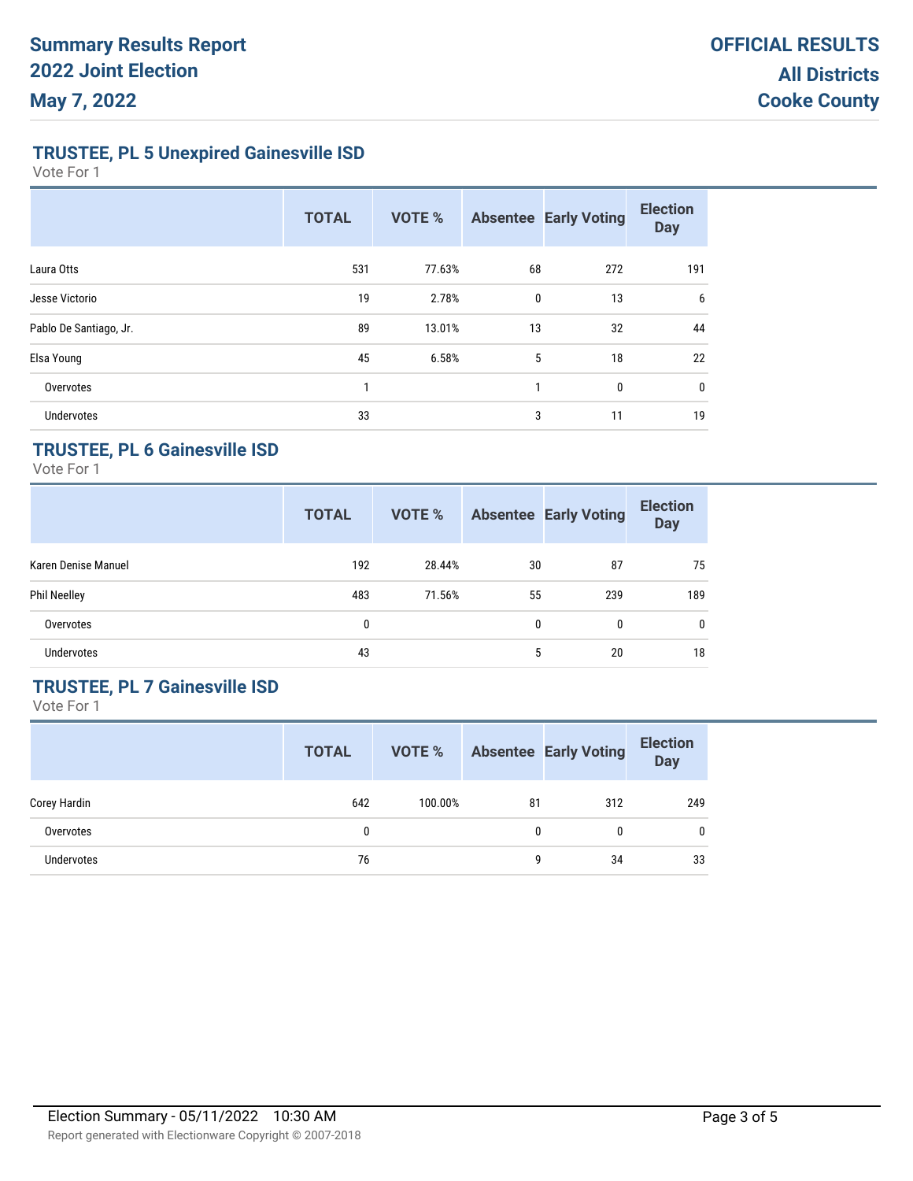# Summary Results Report
# 2022 Joint Election
# May 7, 2022

**OFFICIAL RESULTS**
**All Districts**
**Cooke County**

## TRUSTEE, PL 5 Unexpired Gainesville ISD

Vote For 1

| | TOTAL | VOTE % | Absentee | Early Voting | Election Day |
|---|---|---|---|---|---|
| Laura Otts | 531 | 77.63% | 68 | 272 | 191 |
| Jesse Victorio | 19 | 2.78% | 0 | 13 | 6 |
| Pablo De Santiago, Jr. | 89 | 13.01% | 13 | 32 | 44 |
| Elsa Young | 45 | 6.58% | 5 | 18 | 22 |
| Overvotes | 1 | | 1 | 0 | 0 |
| Undervotes | 33 | | 3 | 11 | 19 |

## TRUSTEE, PL 6 Gainesville ISD

Vote For 1

| | TOTAL | VOTE % | Absentee | Early Voting | Election Day |
|---|---|---|---|---|---|
| Karen Denise Manuel | 192 | 28.44% | 30 | 87 | 75 |
| Phil Neelley | 483 | 71.56% | 55 | 239 | 189 |
| Overvotes | 0 | | 0 | 0 | 0 |
| Undervotes | 43 | | 5 | 20 | 18 |

## TRUSTEE, PL 7 Gainesville ISD

Vote For 1

| | TOTAL | VOTE % | Absentee | Early Voting | Election Day |
|---|---|---|---|---|---|
| Corey Hardin | 642 | 100.00% | 81 | 312 | 249 |
| Overvotes | 0 | | 0 | 0 | 0 |
| Undervotes | 76 | | 9 | 34 | 33 |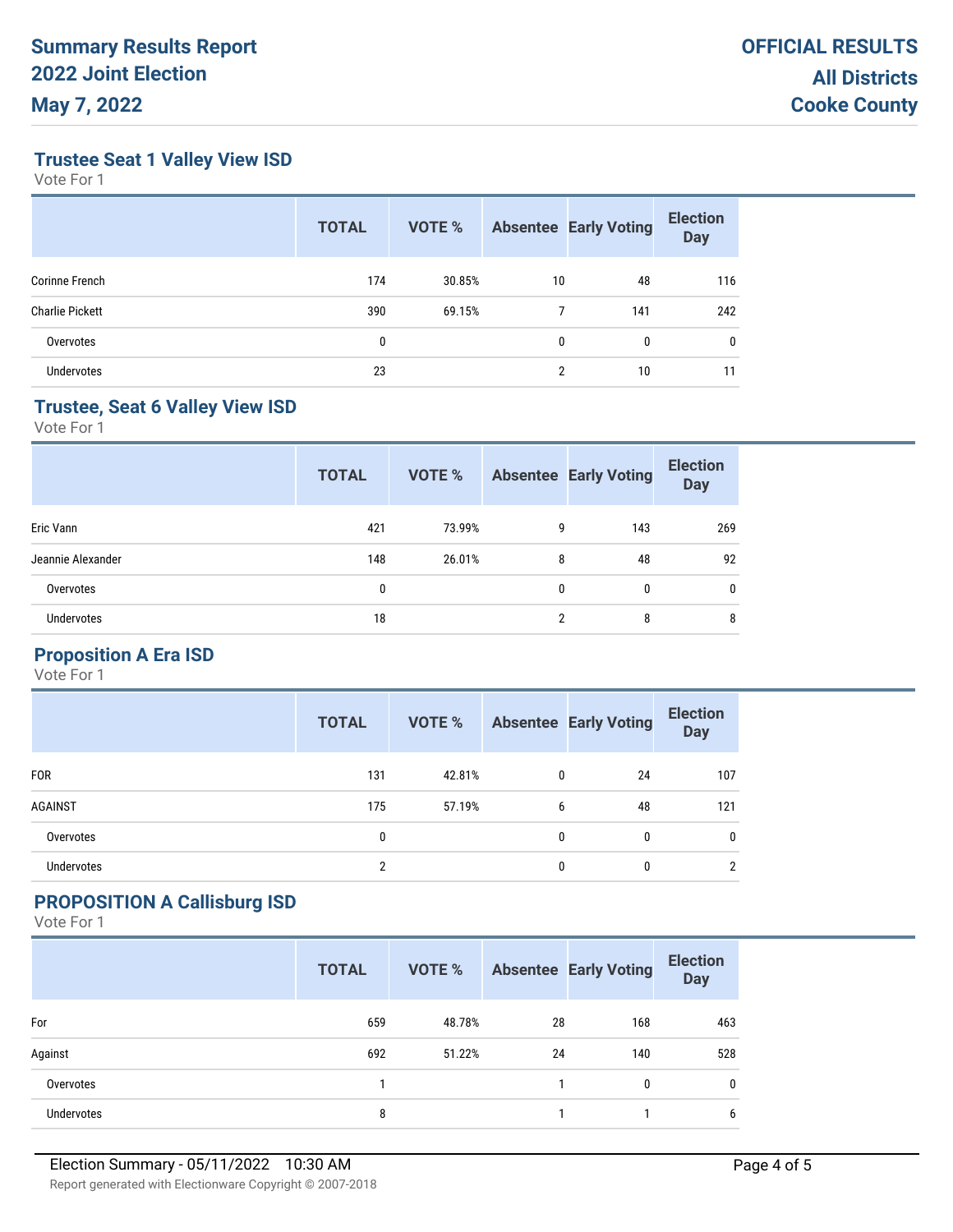# Summary Results Report
# 2022 Joint Election
# May 7, 2022

**OFFICIAL RESULTS**
**All Districts**
**Cooke County**

## Trustee Seat 1 Valley View ISD

Vote For 1

| | TOTAL | VOTE % | Absentee | Early Voting | Election Day |
|---|---|---|---|---|---|
| Corinne French | 174 | 30.85% | 10 | 48 | 116 |
| Charlie Pickett | 390 | 69.15% | 7 | 141 | 242 |
| Overvotes | 0 | | 0 | 0 | 0 |
| Undervotes | 23 | | 2 | 10 | 11 |

## Trustee, Seat 6 Valley View ISD

Vote For 1

| | TOTAL | VOTE % | Absentee | Early Voting | Election Day |
|---|---|---|---|---|---|
| Eric Vann | 421 | 73.99% | 9 | 143 | 269 |
| Jeannie Alexander | 148 | 26.01% | 8 | 48 | 92 |
| Overvotes | 0 | | 0 | 0 | 0 |
| Undervotes | 18 | | 2 | 8 | 8 |

## Proposition A Era ISD

Vote For 1

| | TOTAL | VOTE % | Absentee | Early Voting | Election Day |
|---|---|---|---|---|---|
| FOR | 131 | 42.81% | 0 | 24 | 107 |
| AGAINST | 175 | 57.19% | 6 | 48 | 121 |
| Overvotes | 0 | | 0 | 0 | 0 |
| Undervotes | 2 | | 0 | 0 | 2 |

## PROPOSITION A Callisburg ISD

Vote For 1

| | TOTAL | VOTE % | Absentee | Early Voting | Election Day |
|---|---|---|---|---|---|
| For | 659 | 48.78% | 28 | 168 | 463 |
| Against | 692 | 51.22% | 24 | 140 | 528 |
| Overvotes | 1 | | 1 | 0 | 0 |
| Undervotes | 8 | | 1 | 1 | 6 |

Election Summary - 05/11/2022 10:30 AM

Report generated with Electionware Copyright © 2007-2018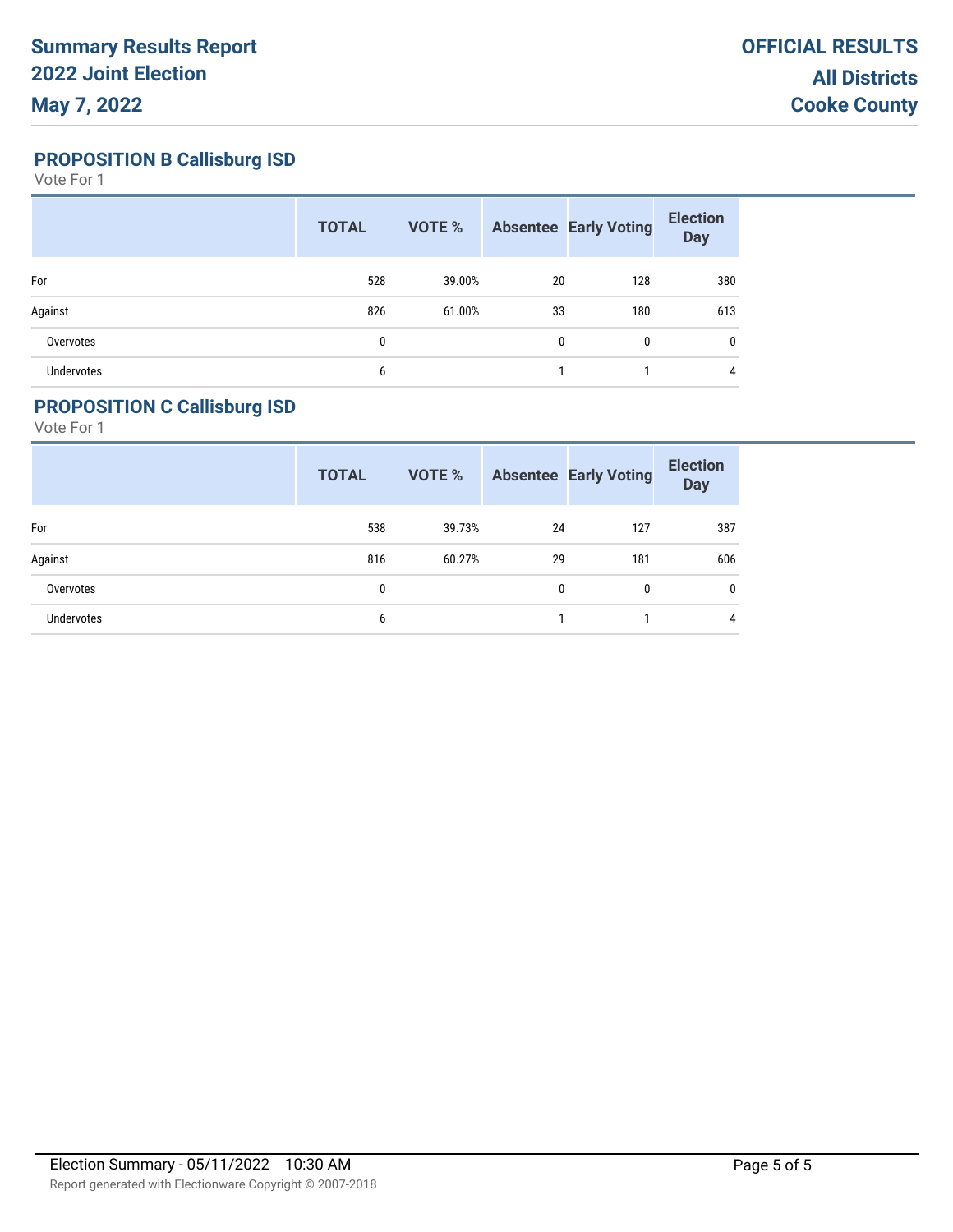## PROPOSITION B Callisburg ISD

Vote For 1

| | TOTAL | VOTE % | Absentee | Early Voting | Election Day |
|---|---|---|---|---|---|
| For | 528 | 39.00% | 20 | 128 | 380 |
| Against | 826 | 61.00% | 33 | 180 | 613 |
| Overvotes | 0 | | 0 | 0 | 0 |
| Undervotes | 6 | | 1 | 1 | 4 |

## PROPOSITION C Callisburg ISD

Vote For 1

| | TOTAL | VOTE % | Absentee | Early Voting | Election Day |
|---|---|---|---|---|---|
| For | 538 | 39.73% | 24 | 127 | 387 |
| Against | 816 | 60.27% | 29 | 181 | 606 |
| Overvotes | 0 | | 0 | 0 | 0 |
| Undervotes | 6 | | 1 | 1 | 4 |